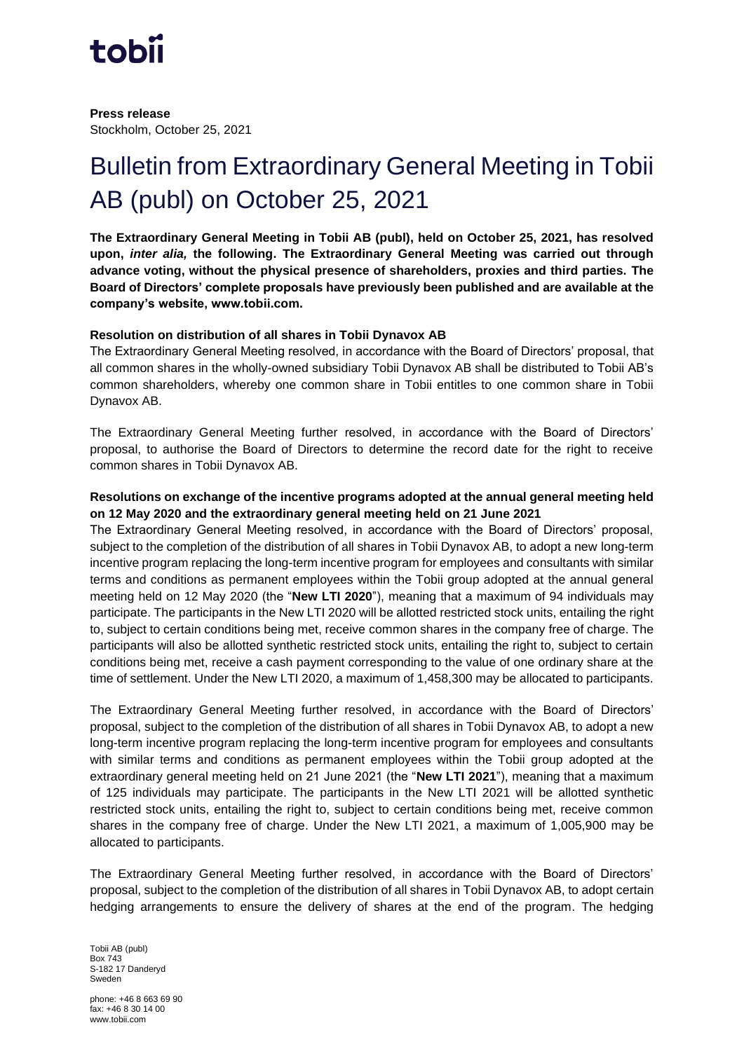**Press release**
Stockholm, October 25, 2021

# Bulletin from Extraordinary General Meeting in Tobii AB (publ) on October 25, 2021

**The Extraordinary General Meeting in Tobii AB (publ), held on October 25, 2021, has resolved upon, *inter alia,* the following. The Extraordinary General Meeting was carried out through advance voting, without the physical presence of shareholders, proxies and third parties. The Board of Directors' complete proposals have previously been published and are available at the company's website, www.tobii.com.**

**Resolution on distribution of all shares in Tobii Dynavox AB**

The Extraordinary General Meeting resolved, in accordance with the Board of Directors' proposal, that all common shares in the wholly-owned subsidiary Tobii Dynavox AB shall be distributed to Tobii AB's common shareholders, whereby one common share in Tobii entitles to one common share in Tobii Dynavox AB.

The Extraordinary General Meeting further resolved, in accordance with the Board of Directors' proposal, to authorise the Board of Directors to determine the record date for the right to receive common shares in Tobii Dynavox AB.

**Resolutions on exchange of the incentive programs adopted at the annual general meeting held on 12 May 2020 and the extraordinary general meeting held on 21 June 2021**

The Extraordinary General Meeting resolved, in accordance with the Board of Directors' proposal, subject to the completion of the distribution of all shares in Tobii Dynavox AB, to adopt a new long-term incentive program replacing the long-term incentive program for employees and consultants with similar terms and conditions as permanent employees within the Tobii group adopted at the annual general meeting held on 12 May 2020 (the "**New LTI 2020**"), meaning that a maximum of 94 individuals may participate. The participants in the New LTI 2020 will be allotted restricted stock units, entailing the right to, subject to certain conditions being met, receive common shares in the company free of charge. The participants will also be allotted synthetic restricted stock units, entailing the right to, subject to certain conditions being met, receive a cash payment corresponding to the value of one ordinary share at the time of settlement. Under the New LTI 2020, a maximum of 1,458,300 may be allocated to participants.

The Extraordinary General Meeting further resolved, in accordance with the Board of Directors' proposal, subject to the completion of the distribution of all shares in Tobii Dynavox AB, to adopt a new long-term incentive program replacing the long-term incentive program for employees and consultants with similar terms and conditions as permanent employees within the Tobii group adopted at the extraordinary general meeting held on 21 June 2021 (the "**New LTI 2021**"), meaning that a maximum of 125 individuals may participate. The participants in the New LTI 2021 will be allotted synthetic restricted stock units, entailing the right to, subject to certain conditions being met, receive common shares in the company free of charge. Under the New LTI 2021, a maximum of 1,005,900 may be allocated to participants.

The Extraordinary General Meeting further resolved, in accordance with the Board of Directors' proposal, subject to the completion of the distribution of all shares in Tobii Dynavox AB, to adopt certain hedging arrangements to ensure the delivery of shares at the end of the program. The hedging

Tobii AB (publ)
Box 743
S-182 17 Danderyd
Sweden

phone: +46 8 663 69 90
fax: +46 8 30 14 00
www.tobii.com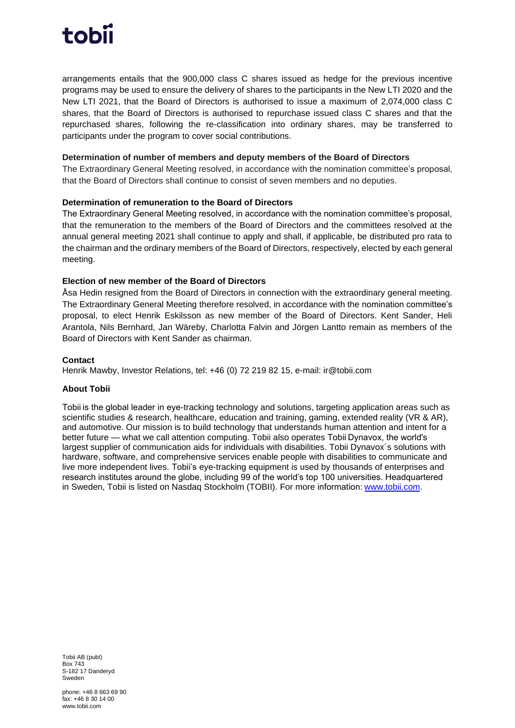arrangements entails that the 900,000 class C shares issued as hedge for the previous incentive programs may be used to ensure the delivery of shares to the participants in the New LTI 2020 and the New LTI 2021, that the Board of Directors is authorised to issue a maximum of 2,074,000 class C shares, that the Board of Directors is authorised to repurchase issued class C shares and that the repurchased shares, following the re-classification into ordinary shares, may be transferred to participants under the program to cover social contributions.

**Determination of number of members and deputy members of the Board of Directors**

The Extraordinary General Meeting resolved, in accordance with the nomination committee's proposal, that the Board of Directors shall continue to consist of seven members and no deputies.

**Determination of remuneration to the Board of Directors**

The Extraordinary General Meeting resolved, in accordance with the nomination committee's proposal, that the remuneration to the members of the Board of Directors and the committees resolved at the annual general meeting 2021 shall continue to apply and shall, if applicable, be distributed pro rata to the chairman and the ordinary members of the Board of Directors, respectively, elected by each general meeting.

**Election of new member of the Board of Directors**

Åsa Hedin resigned from the Board of Directors in connection with the extraordinary general meeting. The Extraordinary General Meeting therefore resolved, in accordance with the nomination committee's proposal, to elect Henrik Eskilsson as new member of the Board of Directors. Kent Sander, Heli Arantola, Nils Bernhard, Jan Wäreby, Charlotta Falvin and Jörgen Lantto remain as members of the Board of Directors with Kent Sander as chairman.

**Contact**

Henrik Mawby, Investor Relations, tel: +46 (0) 72 219 82 15, e-mail: ir@tobii.com

**About Tobii**

Tobii is the global leader in eye-tracking technology and solutions, targeting application areas such as scientific studies & research, healthcare, education and training, gaming, extended reality (VR & AR), and automotive. Our mission is to build technology that understands human attention and intent for a better future — what we call attention computing. Tobii also operates Tobii Dynavox, the world's largest supplier of communication aids for individuals with disabilities. Tobii Dynavox´s solutions with hardware, software, and comprehensive services enable people with disabilities to communicate and live more independent lives. Tobii's eye-tracking equipment is used by thousands of enterprises and research institutes around the globe, including 99 of the world's top 100 universities. Headquartered in Sweden, Tobii is listed on Nasdaq Stockholm (TOBII). For more information: [www.tobii.com](http://www.tobii.com).

Tobii AB (publ)
Box 743
S-182 17 Danderyd
Sweden

phone: +46 8 663 69 90
fax: +46 8 30 14 00
www.tobii.com